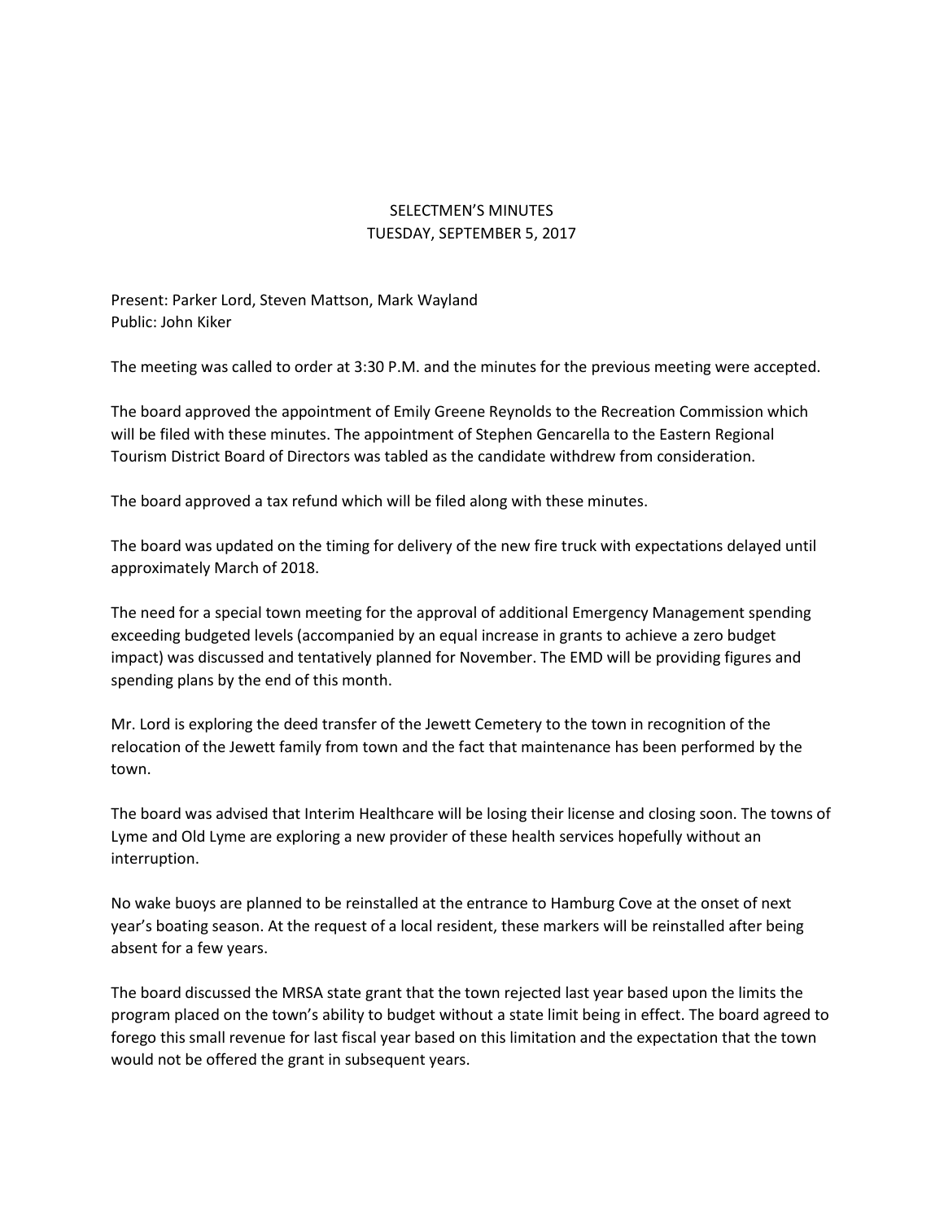# SELECTMEN'S MINUTES
## TUESDAY, SEPTEMBER 5, 2017

Present: Parker Lord, Steven Mattson, Mark Wayland
Public: John Kiker

The meeting was called to order at 3:30 P.M. and the minutes for the previous meeting were accepted.

The board approved the appointment of Emily Greene Reynolds to the Recreation Commission which will be filed with these minutes. The appointment of Stephen Gencarella to the Eastern Regional Tourism District Board of Directors was tabled as the candidate withdrew from consideration.

The board approved a tax refund which will be filed along with these minutes.

The board was updated on the timing for delivery of the new fire truck with expectations delayed until approximately March of 2018.

The need for a special town meeting for the approval of additional Emergency Management spending exceeding budgeted levels (accompanied by an equal increase in grants to achieve a zero budget impact) was discussed and tentatively planned for November. The EMD will be providing figures and spending plans by the end of this month.

Mr. Lord is exploring the deed transfer of the Jewett Cemetery to the town in recognition of the relocation of the Jewett family from town and the fact that maintenance has been performed by the town.

The board was advised that Interim Healthcare will be losing their license and closing soon. The towns of Lyme and Old Lyme are exploring a new provider of these health services hopefully without an interruption.

No wake buoys are planned to be reinstalled at the entrance to Hamburg Cove at the onset of next year's boating season. At the request of a local resident, these markers will be reinstalled after being absent for a few years.

The board discussed the MRSA state grant that the town rejected last year based upon the limits the program placed on the town's ability to budget without a state limit being in effect. The board agreed to forego this small revenue for last fiscal year based on this limitation and the expectation that the town would not be offered the grant in subsequent years.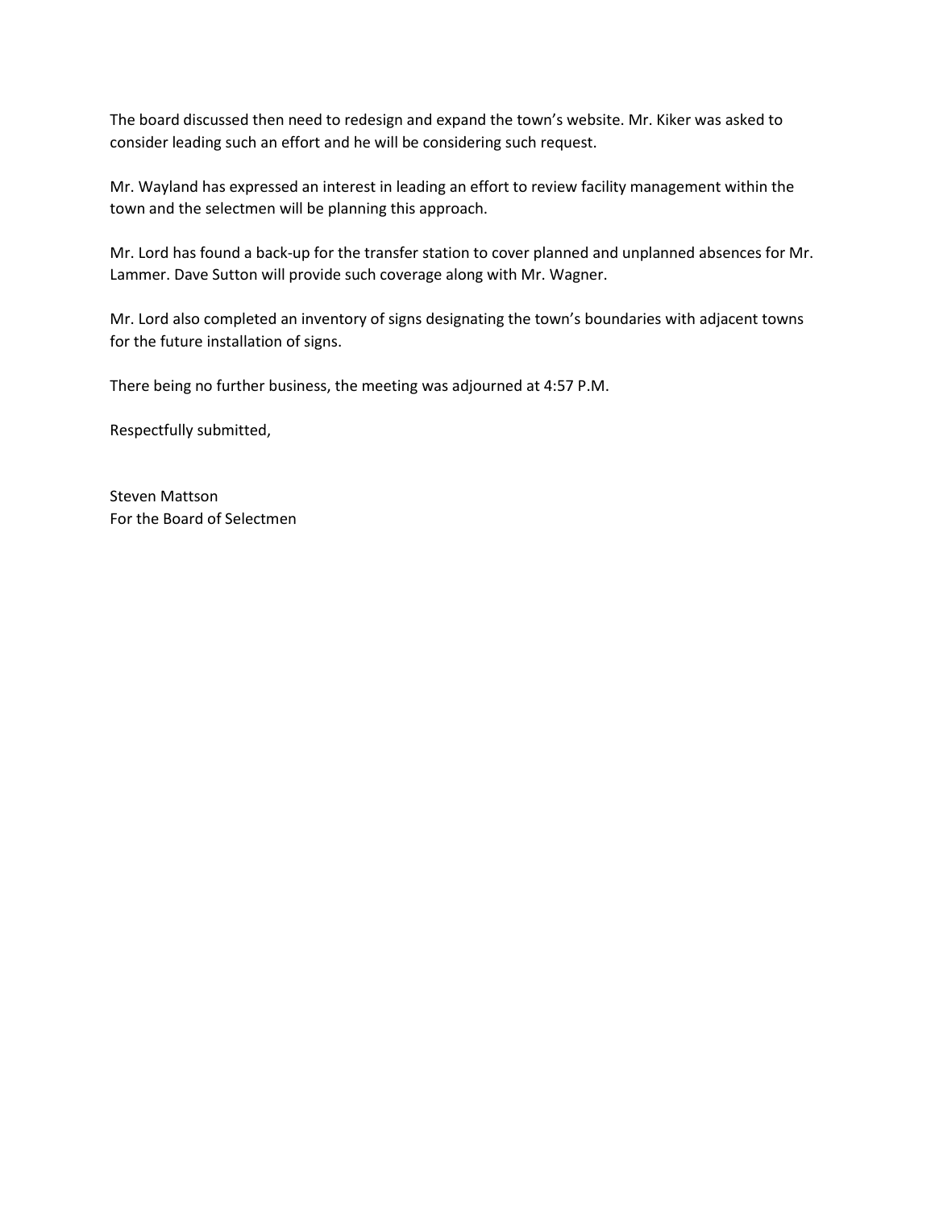The board discussed then need to redesign and expand the town's website. Mr. Kiker was asked to consider leading such an effort and he will be considering such request.

Mr. Wayland has expressed an interest in leading an effort to review facility management within the town and the selectmen will be planning this approach.

Mr. Lord has found a back-up for the transfer station to cover planned and unplanned absences for Mr. Lammer. Dave Sutton will provide such coverage along with Mr. Wagner.

Mr. Lord also completed an inventory of signs designating the town's boundaries with adjacent towns for the future installation of signs.

There being no further business, the meeting was adjourned at 4:57 P.M.

Respectfully submitted,

Steven Mattson
For the Board of Selectmen